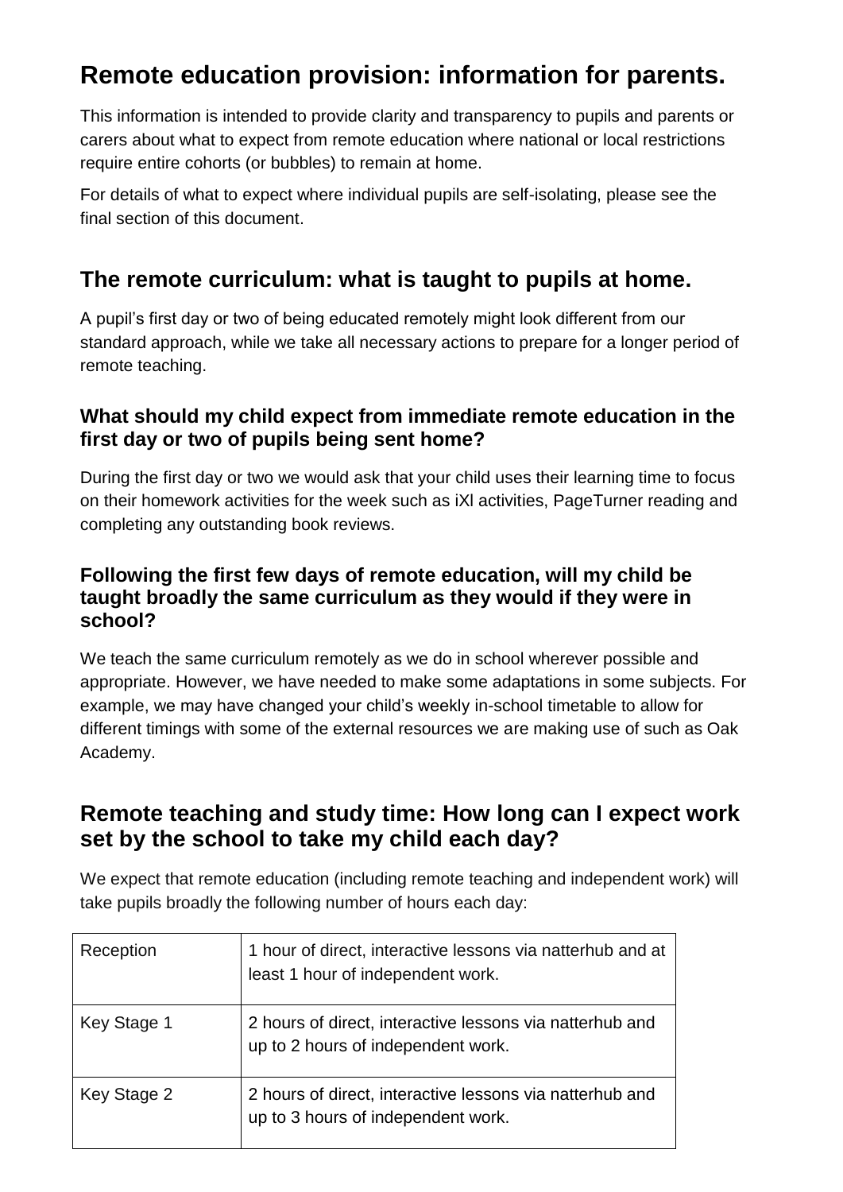# Remote education provision: information for parents.

This information is intended to provide clarity and transparency to pupils and parents or carers about what to expect from remote education where national or local restrictions require entire cohorts (or bubbles) to remain at home.

For details of what to expect where individual pupils are self-isolating, please see the final section of this document.

## The remote curriculum: what is taught to pupils at home.

A pupil's first day or two of being educated remotely might look different from our standard approach, while we take all necessary actions to prepare for a longer period of remote teaching.

### What should my child expect from immediate remote education in the first day or two of pupils being sent home?

During the first day or two we would ask that your child uses their learning time to focus on their homework activities for the week such as iXl activities, PageTurner reading and completing any outstanding book reviews.

### Following the first few days of remote education, will my child be taught broadly the same curriculum as they would if they were in school?

We teach the same curriculum remotely as we do in school wherever possible and appropriate. However, we have needed to make some adaptations in some subjects. For example, we may have changed your child's weekly in-school timetable to allow for different timings with some of the external resources we are making use of such as Oak Academy.

## Remote teaching and study time: How long can I expect work set by the school to take my child each day?

We expect that remote education (including remote teaching and independent work) will take pupils broadly the following number of hours each day:

| | |
|---|---|
| Reception | 1 hour of direct, interactive lessons via natterhub and at least 1 hour of independent work. |
| Key Stage 1 | 2 hours of direct, interactive lessons via natterhub and up to 2 hours of independent work. |
| Key Stage 2 | 2 hours of direct, interactive lessons via natterhub and up to 3 hours of independent work. |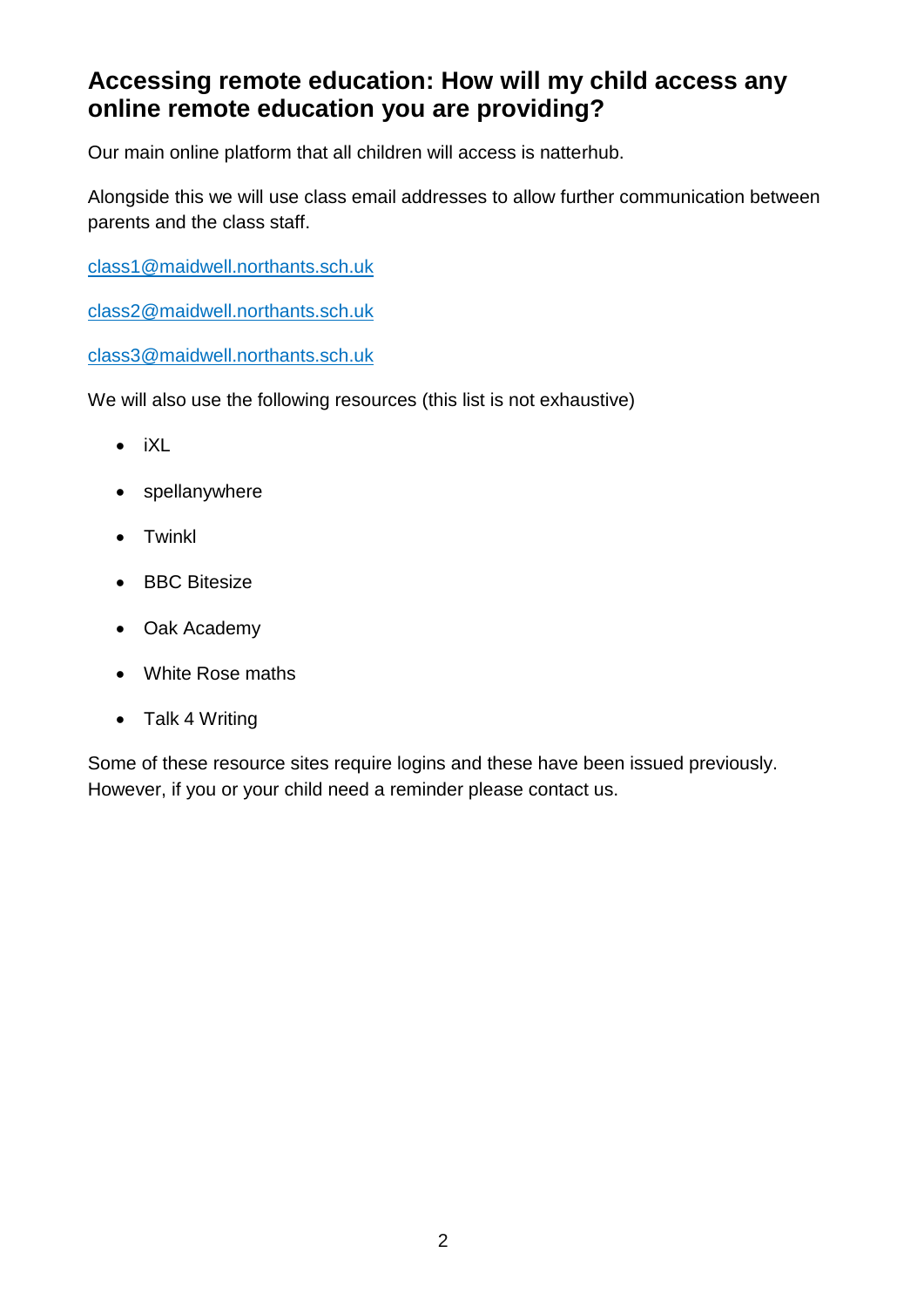## Accessing remote education: How will my child access any online remote education you are providing?

Our main online platform that all children will access is natterhub.

Alongside this we will use class email addresses to allow further communication between parents and the class staff.

class1@maidwell.northants.sch.uk

class2@maidwell.northants.sch.uk

class3@maidwell.northants.sch.uk

We will also use the following resources (this list is not exhaustive)

- iXL
- spellanywhere
- Twinkl
- BBC Bitesize
- Oak Academy
- White Rose maths
- Talk 4 Writing

Some of these resource sites require logins and these have been issued previously. However, if you or your child need a reminder please contact us.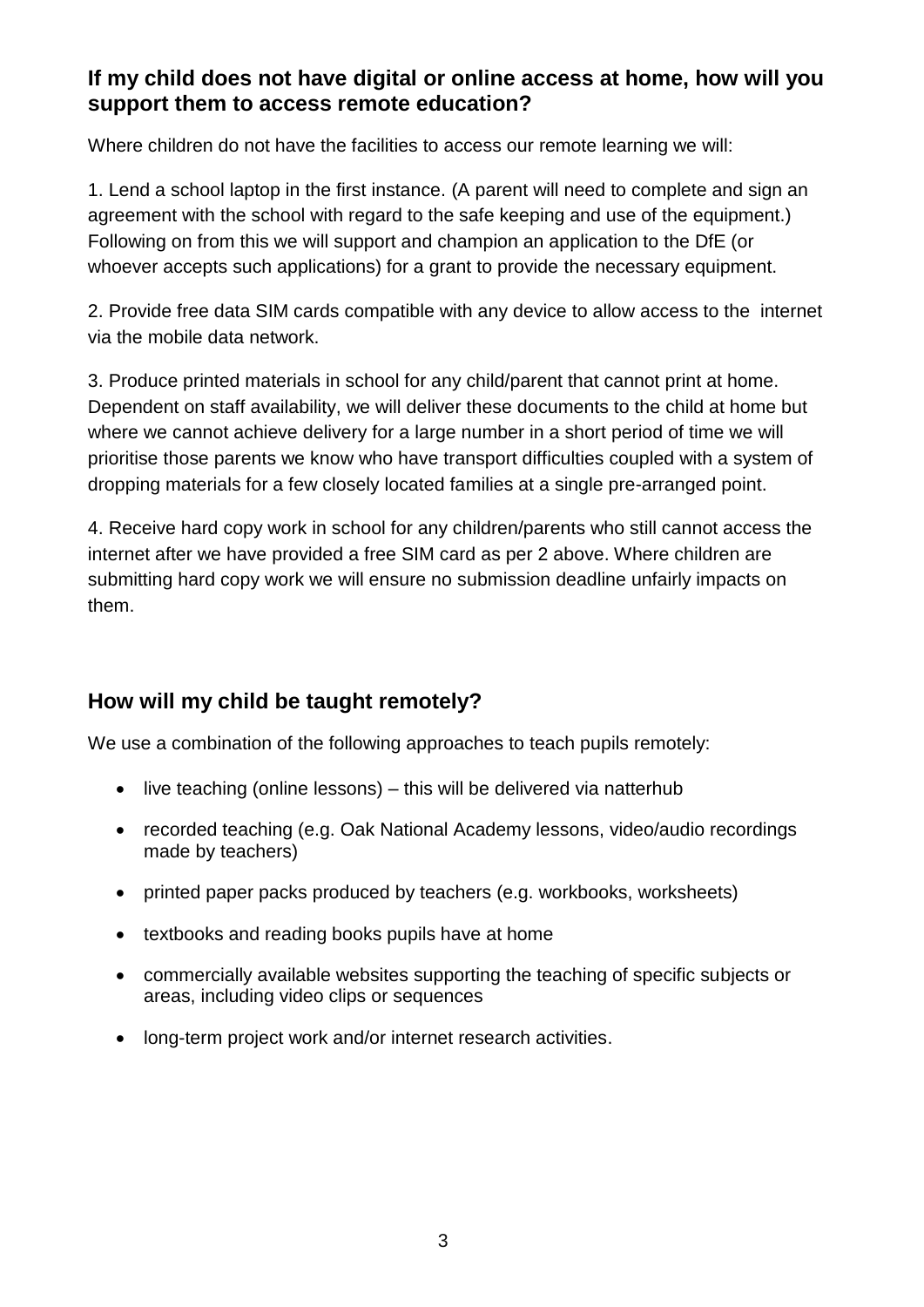## If my child does not have digital or online access at home, how will you support them to access remote education?

Where children do not have the facilities to access our remote learning we will:

1. Lend a school laptop in the first instance. (A parent will need to complete and sign an agreement with the school with regard to the safe keeping and use of the equipment.) Following on from this we will support and champion an application to the DfE (or whoever accepts such applications) for a grant to provide the necessary equipment.

2. Provide free data SIM cards compatible with any device to allow access to the internet via the mobile data network.

3. Produce printed materials in school for any child/parent that cannot print at home. Dependent on staff availability, we will deliver these documents to the child at home but where we cannot achieve delivery for a large number in a short period of time we will prioritise those parents we know who have transport difficulties coupled with a system of dropping materials for a few closely located families at a single pre-arranged point.

4. Receive hard copy work in school for any children/parents who still cannot access the internet after we have provided a free SIM card as per 2 above. Where children are submitting hard copy work we will ensure no submission deadline unfairly impacts on them.

## How will my child be taught remotely?

We use a combination of the following approaches to teach pupils remotely:

- live teaching (online lessons) – this will be delivered via natterhub
- recorded teaching (e.g. Oak National Academy lessons, video/audio recordings made by teachers)
- printed paper packs produced by teachers (e.g. workbooks, worksheets)
- textbooks and reading books pupils have at home
- commercially available websites supporting the teaching of specific subjects or areas, including video clips or sequences
- long-term project work and/or internet research activities.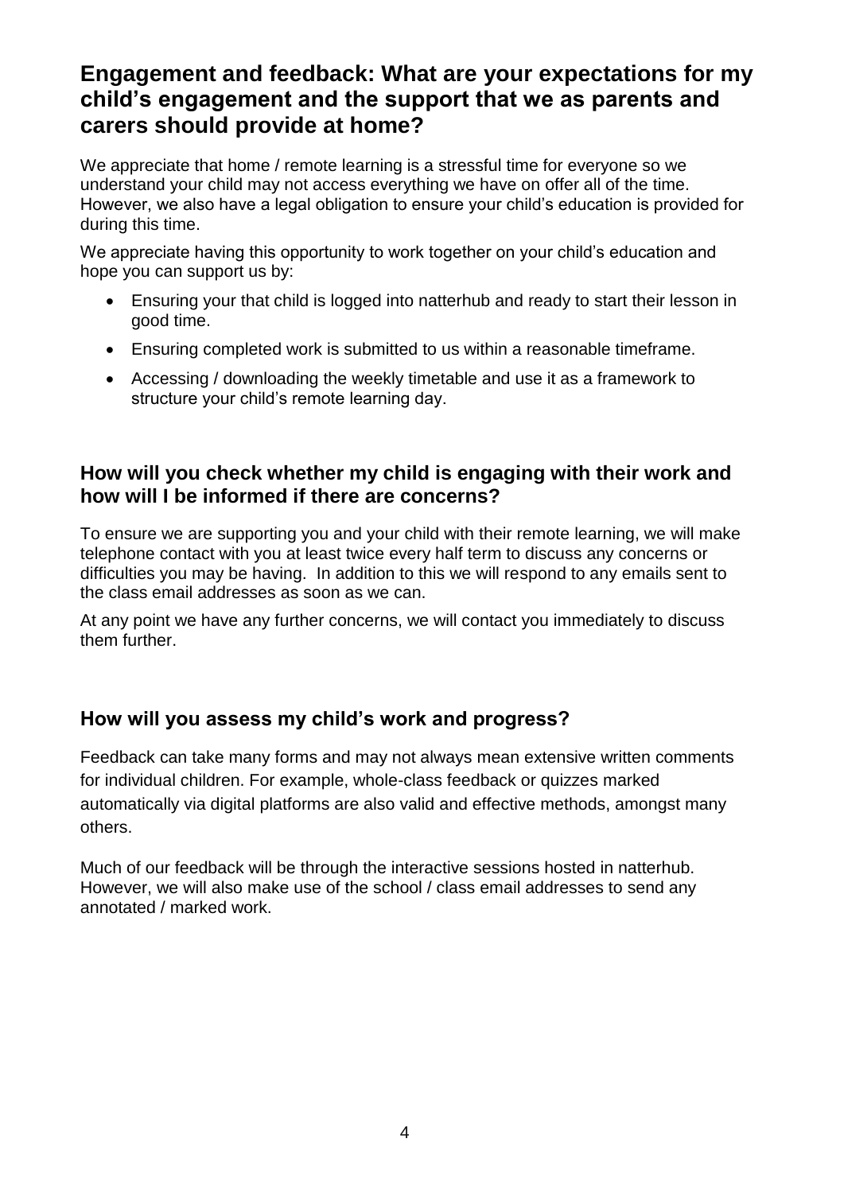## Engagement and feedback: What are your expectations for my child's engagement and the support that we as parents and carers should provide at home?

We appreciate that home / remote learning is a stressful time for everyone so we understand your child may not access everything we have on offer all of the time. However, we also have a legal obligation to ensure your child's education is provided for during this time.

We appreciate having this opportunity to work together on your child's education and hope you can support us by:

- Ensuring your that child is logged into natterhub and ready to start their lesson in good time.
- Ensuring completed work is submitted to us within a reasonable timeframe.
- Accessing / downloading the weekly timetable and use it as a framework to structure your child's remote learning day.

### How will you check whether my child is engaging with their work and how will I be informed if there are concerns?

To ensure we are supporting you and your child with their remote learning, we will make telephone contact with you at least twice every half term to discuss any concerns or difficulties you may be having. In addition to this we will respond to any emails sent to the class email addresses as soon as we can.

At any point we have any further concerns, we will contact you immediately to discuss them further.

### How will you assess my child's work and progress?

Feedback can take many forms and may not always mean extensive written comments for individual children. For example, whole-class feedback or quizzes marked automatically via digital platforms are also valid and effective methods, amongst many others.

Much of our feedback will be through the interactive sessions hosted in natterhub. However, we will also make use of the school / class email addresses to send any annotated / marked work.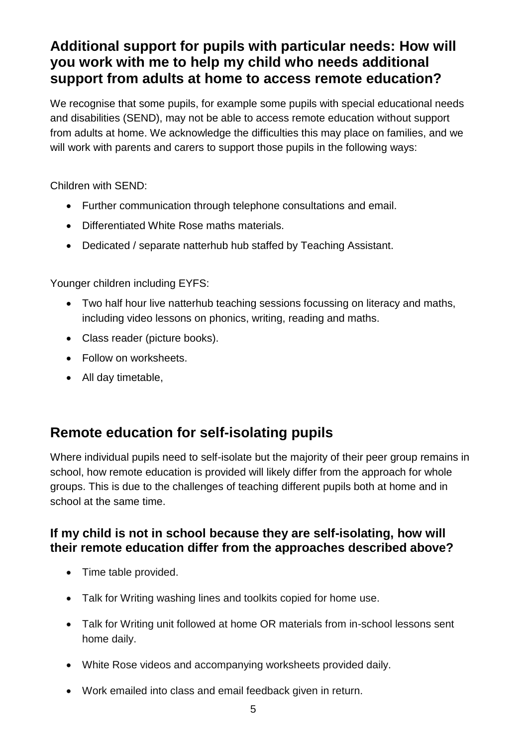### Additional support for pupils with particular needs: How will you work with me to help my child who needs additional support from adults at home to access remote education?

We recognise that some pupils, for example some pupils with special educational needs and disabilities (SEND), may not be able to access remote education without support from adults at home. We acknowledge the difficulties this may place on families, and we will work with parents and carers to support those pupils in the following ways:

Children with SEND:

- Further communication through telephone consultations and email.
- Differentiated White Rose maths materials.
- Dedicated / separate natterhub hub staffed by Teaching Assistant.

Younger children including EYFS:

- Two half hour live natterhub teaching sessions focussing on literacy and maths, including video lessons on phonics, writing, reading and maths.
- Class reader (picture books).
- Follow on worksheets.
- All day timetable,

## Remote education for self-isolating pupils

Where individual pupils need to self-isolate but the majority of their peer group remains in school, how remote education is provided will likely differ from the approach for whole groups. This is due to the challenges of teaching different pupils both at home and in school at the same time.

### If my child is not in school because they are self-isolating, how will their remote education differ from the approaches described above?

- Time table provided.
- Talk for Writing washing lines and toolkits copied for home use.
- Talk for Writing unit followed at home OR materials from in-school lessons sent home daily.
- White Rose videos and accompanying worksheets provided daily.
- Work emailed into class and email feedback given in return.